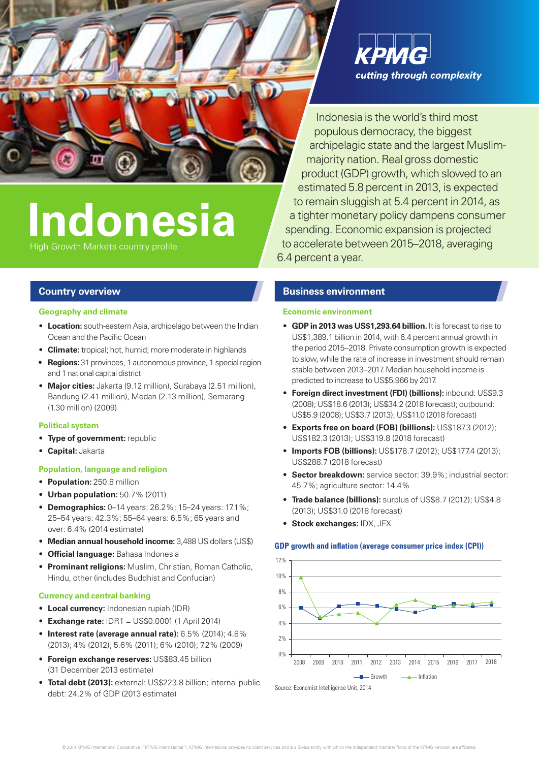KPMG

*cutting through complexity*

# Indonesia

High Growth Markets country profile

Indonesia is the world's third most populous democracy, the biggest archipelagic state and the largest Muslim-majority nation. Real gross domestic product (GDP) growth, which slowed to an estimated 5.8 percent in 2013, is expected to remain sluggish at 5.4 percent in 2014, as a tighter monetary policy dampens consumer spending. Economic expansion is projected to accelerate between 2015–2018, averaging 6.4 percent a year.

## Country overview

### Geography and climate

- **Location:** south-eastern Asia, archipelago between the Indian Ocean and the Pacific Ocean
- **Climate:** tropical; hot, humid; more moderate in highlands
- **Regions:** 31 provinces, 1 autonomous province, 1 special region and 1 national capital district
- **Major cities:** Jakarta (9.12 million), Surabaya (2.51 million), Bandung (2.41 million), Medan (2.13 million), Semarang (1.30 million) (2009)

### Political system

- **Type of government:** republic
- **Capital:** Jakarta

### Population, language and religion

- **Population:** 250.8 million
- **Urban population:** 50.7% (2011)
- **Demographics:** 0–14 years: 26.2%; 15–24 years: 17.1%; 25–54 years: 42.3%; 55–64 years: 6.5%; 65 years and over: 6.4% (2014 estimate)
- **Median annual household income:** 3,488 US dollars (US$)
- **Official language:** Bahasa Indonesia
- **Prominant religions:** Muslim, Christian, Roman Catholic, Hindu, other (includes Buddhist and Confucian)

### Currency and central banking

- **Local currency:** Indonesian rupiah (IDR)
- **Exchange rate:** IDR1 = US$0.0001 (1 April 2014)
- **Interest rate (average annual rate):** 6.5% (2014); 4.8% (2013); 4% (2012); 5.6% (2011); 6% (2010); 7.2% (2009)
- **Foreign exchange reserves:** US$83.45 billion (31 December 2013 estimate)
- **Total debt (2013):** external: US$223.8 billion; internal public debt: 24.2% of GDP (2013 estimate)

## Business environment

### Economic environment

- **GDP in 2013 was US$1,293.64 billion.** It is forecast to rise to US$1,389.1 billion in 2014, with 6.4 percent annual growth in the period 2015–2018. Private consumption growth is expected to slow, while the rate of increase in investment should remain stable between 2013–2017. Median household income is predicted to increase to US$5,966 by 2017.
- **Foreign direct investment (FDI) (billions):** inbound: US$9.3 (2008); US$18.6 (2013); US$34.2 (2018 forecast); outbound: US$5.9 (2008); US$3.7 (2013); US$11.0 (2018 forecast)
- **Exports free on board (FOB) (billions):** US$187.3 (2012); US$182.3 (2013); US$319.8 (2018 forecast)
- **Imports FOB (billions):** US$178.7 (2012); US$177.4 (2013); US$288.7 (2018 forecast)
- **Sector breakdown:** service sector: 39.9%; industrial sector: 45.7%; agriculture sector: 14.4%
- **Trade balance (billions):** surplus of US$8.7 (2012); US$4.8 (2013); US$31.0 (2018 forecast)
- **Stock exchanges:** IDX, JFX

**GDP growth and inflation (average consumer price index (CPI))**

Source: Economist Intelligence Unit, 2014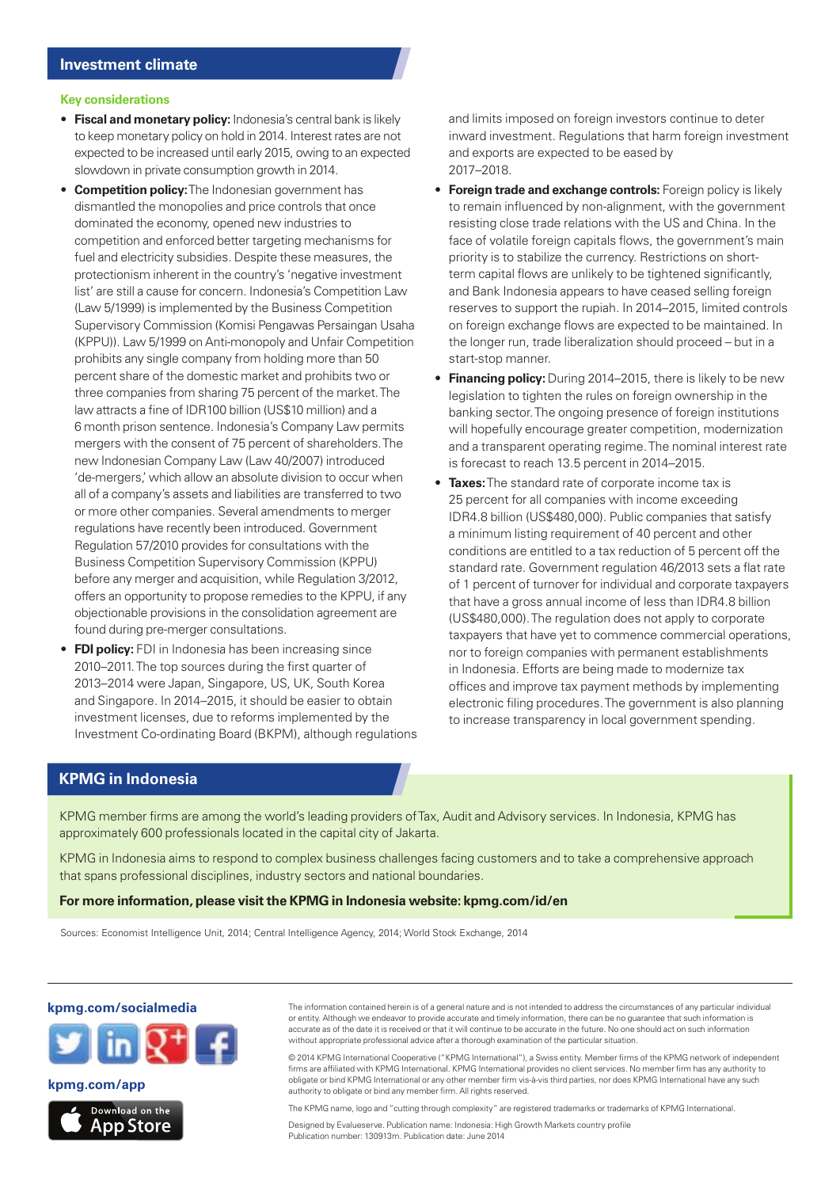## Investment climate

### Key considerations

- **Fiscal and monetary policy:** Indonesia's central bank is likely to keep monetary policy on hold in 2014. Interest rates are not expected to be increased until early 2015, owing to an expected slowdown in private consumption growth in 2014.
- **Competition policy:** The Indonesian government has dismantled the monopolies and price controls that once dominated the economy, opened new industries to competition and enforced better targeting mechanisms for fuel and electricity subsidies. Despite these measures, the protectionism inherent in the country's 'negative investment list' are still a cause for concern. Indonesia's Competition Law (Law 5/1999) is implemented by the Business Competition Supervisory Commission (Komisi Pengawas Persaingan Usaha (KPPU)). Law 5/1999 on Anti-monopoly and Unfair Competition prohibits any single company from holding more than 50 percent share of the domestic market and prohibits two or three companies from sharing 75 percent of the market. The law attracts a fine of IDR100 billion (US$10 million) and a 6 month prison sentence. Indonesia's Company Law permits mergers with the consent of 75 percent of shareholders. The new Indonesian Company Law (Law 40/2007) introduced 'de-mergers,' which allow an absolute division to occur when all of a company's assets and liabilities are transferred to two or more other companies. Several amendments to merger regulations have recently been introduced. Government Regulation 57/2010 provides for consultations with the Business Competition Supervisory Commission (KPPU) before any merger and acquisition, while Regulation 3/2012, offers an opportunity to propose remedies to the KPPU, if any objectionable provisions in the consolidation agreement are found during pre-merger consultations.
- **FDI policy:** FDI in Indonesia has been increasing since 2010–2011. The top sources during the first quarter of 2013–2014 were Japan, Singapore, US, UK, South Korea and Singapore. In 2014–2015, it should be easier to obtain investment licenses, due to reforms implemented by the Investment Co-ordinating Board (BKPM), although regulations and limits imposed on foreign investors continue to deter inward investment. Regulations that harm foreign investment and exports are expected to be eased by 2017–2018.
- **Foreign trade and exchange controls:** Foreign policy is likely to remain influenced by non-alignment, with the government resisting close trade relations with the US and China. In the face of volatile foreign capitals flows, the government's main priority is to stabilize the currency. Restrictions on short-term capital flows are unlikely to be tightened significantly, and Bank Indonesia appears to have ceased selling foreign reserves to support the rupiah. In 2014–2015, limited controls on foreign exchange flows are expected to be maintained. In the longer run, trade liberalization should proceed – but in a start-stop manner.
- **Financing policy:** During 2014–2015, there is likely to be new legislation to tighten the rules on foreign ownership in the banking sector. The ongoing presence of foreign institutions will hopefully encourage greater competition, modernization and a transparent operating regime. The nominal interest rate is forecast to reach 13.5 percent in 2014–2015.
- **Taxes:** The standard rate of corporate income tax is 25 percent for all companies with income exceeding IDR4.8 billion (US$480,000). Public companies that satisfy a minimum listing requirement of 40 percent and other conditions are entitled to a tax reduction of 5 percent off the standard rate. Government regulation 46/2013 sets a flat rate of 1 percent of turnover for individual and corporate taxpayers that have a gross annual income of less than IDR4.8 billion (US$480,000). The regulation does not apply to corporate taxpayers that have yet to commence commercial operations, nor to foreign companies with permanent establishments in Indonesia. Efforts are being made to modernize tax offices and improve tax payment methods by implementing electronic filing procedures. The government is also planning to increase transparency in local government spending.

## KPMG in Indonesia

KPMG member firms are among the world's leading providers of Tax, Audit and Advisory services. In Indonesia, KPMG has approximately 600 professionals located in the capital city of Jakarta.

KPMG in Indonesia aims to respond to complex business challenges facing customers and to take a comprehensive approach that spans professional disciplines, industry sectors and national boundaries.

**For more information, please visit the KPMG in Indonesia website: kpmg.com/id/en**

Sources: Economist Intelligence Unit, 2014; Central Intelligence Agency, 2014; World Stock Exchange, 2014

**kpmg.com/socialmedia**

**kpmg.com/app**

Download on the App Store

The information contained herein is of a general nature and is not intended to address the circumstances of any particular individual or entity. Although we endeavor to provide accurate and timely information, there can be no guarantee that such information is accurate as of the date it is received or that it will continue to be accurate in the future. No one should act on such information without appropriate professional advice after a thorough examination of the particular situation.

© 2014 KPMG International Cooperative ("KPMG International"), a Swiss entity. Member firms of the KPMG network of independent firms are affiliated with KPMG International. KPMG International provides no client services. No member firm has any authority to obligate or bind KPMG International or any other member firm vis-à-vis third parties, nor does KPMG International have any such authority to obligate or bind any member firm. All rights reserved.

The KPMG name, logo and "cutting through complexity" are registered trademarks or trademarks of KPMG International.

Designed by Evalueserve. Publication name: Indonesia: High Growth Markets country profile
Publication number: 130913m. Publication date: June 2014